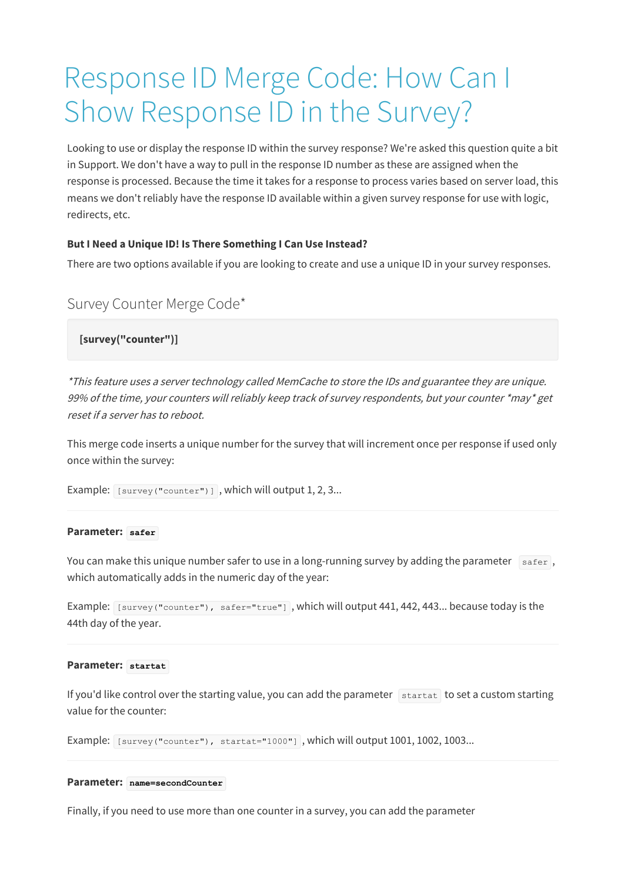# Response ID Merge Code: How Can I Show Response ID in the Survey?

Looking to use or display the response ID within the survey response? We're asked this question quite a bit in Support. We don't have a way to pull in the response ID number as these are assigned when the response is processed. Because the time it takes for a response to process varies based on server load, this means we don't reliably have the response ID available within a given survey response for use with logic, redirects, etc.

**But I Need a Unique ID! Is There Something I Can Use Instead?**

There are two options available if you are looking to create and use a unique ID in your survey responses.

## Survey Counter Merge Code*

```
[survey("counter")]
```

*\*This feature uses a server technology called MemCache to store the IDs and guarantee they are unique. 99% of the time, your counters will reliably keep track of survey respondents, but your counter \*may\* get reset if a server has to reboot.*

This merge code inserts a unique number for the survey that will increment once per response if used only once within the survey:

Example: `[survey("counter")]`, which will output 1, 2, 3...

---

**Parameter:** `safer`

You can make this unique number safer to use in a long-running survey by adding the parameter `safer`, which automatically adds in the numeric day of the year:

Example: `[survey("counter"), safer="true"]`, which will output 441, 442, 443... because today is the 44th day of the year.

---

**Parameter:** `startat`

If you'd like control over the starting value, you can add the parameter `startat` to set a custom starting value for the counter:

Example: `[survey("counter"), startat="1000"]`, which will output 1001, 1002, 1003...

---

**Parameter:** `name=secondCounter`

Finally, if you need to use more than one counter in a survey, you can add the parameter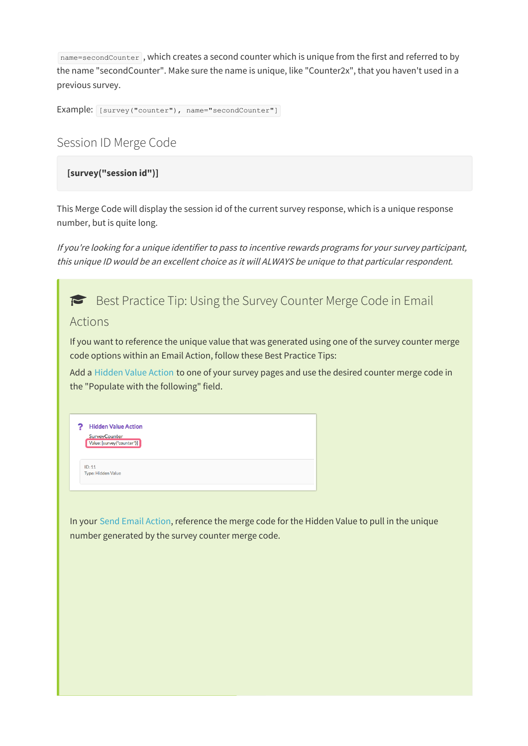`name=secondCounter`, which creates a second counter which is unique from the first and referred to by the name "secondCounter". Make sure the name is unique, like "Counter2x", that you haven't used in a previous survey.

Example: `[survey("counter"), name="secondCounter"]`

## Session ID Merge Code

**[survey("session id")]**

This Merge Code will display the session id of the current survey response, which is a unique response number, but is quite long.

*If you're looking for a unique identifier to pass to incentive rewards programs for your survey participant, this unique ID would be an excellent choice as it will ALWAYS be unique to that particular respondent.*

### Best Practice Tip: Using the Survey Counter Merge Code in Email Actions

If you want to reference the unique value that was generated using one of the survey counter merge code options within an Email Action, follow these Best Practice Tips:

Add a Hidden Value Action to one of your survey pages and use the desired counter merge code in the "Populate with the following" field.

Hidden Value Action
SurveyCounter
Value: [survey("counter")]

ID: 11
Type: Hidden Value

In your Send Email Action, reference the merge code for the Hidden Value to pull in the unique number generated by the survey counter merge code.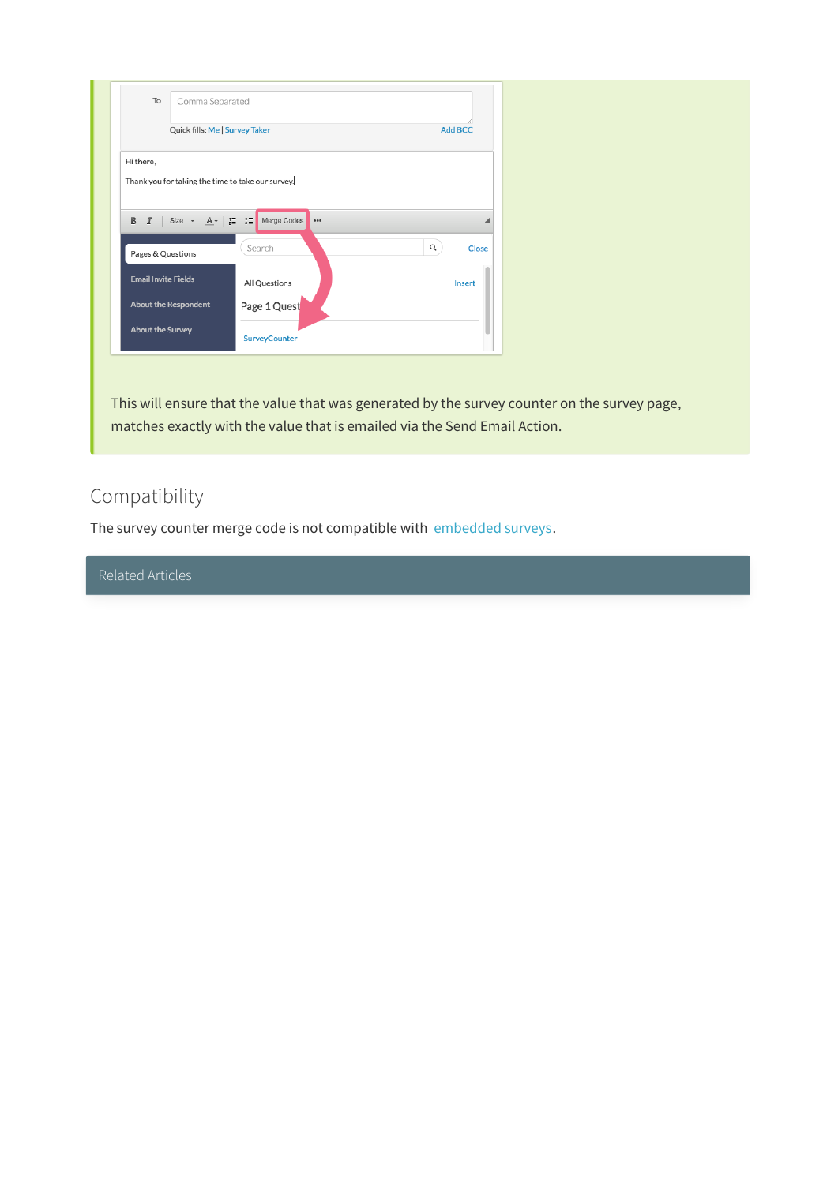This will ensure that the value that was generated by the survey counter on the survey page, matches exactly with the value that is emailed via the Send Email Action.

## Compatibility

The survey counter merge code is not compatible with embedded surveys.

Related Articles